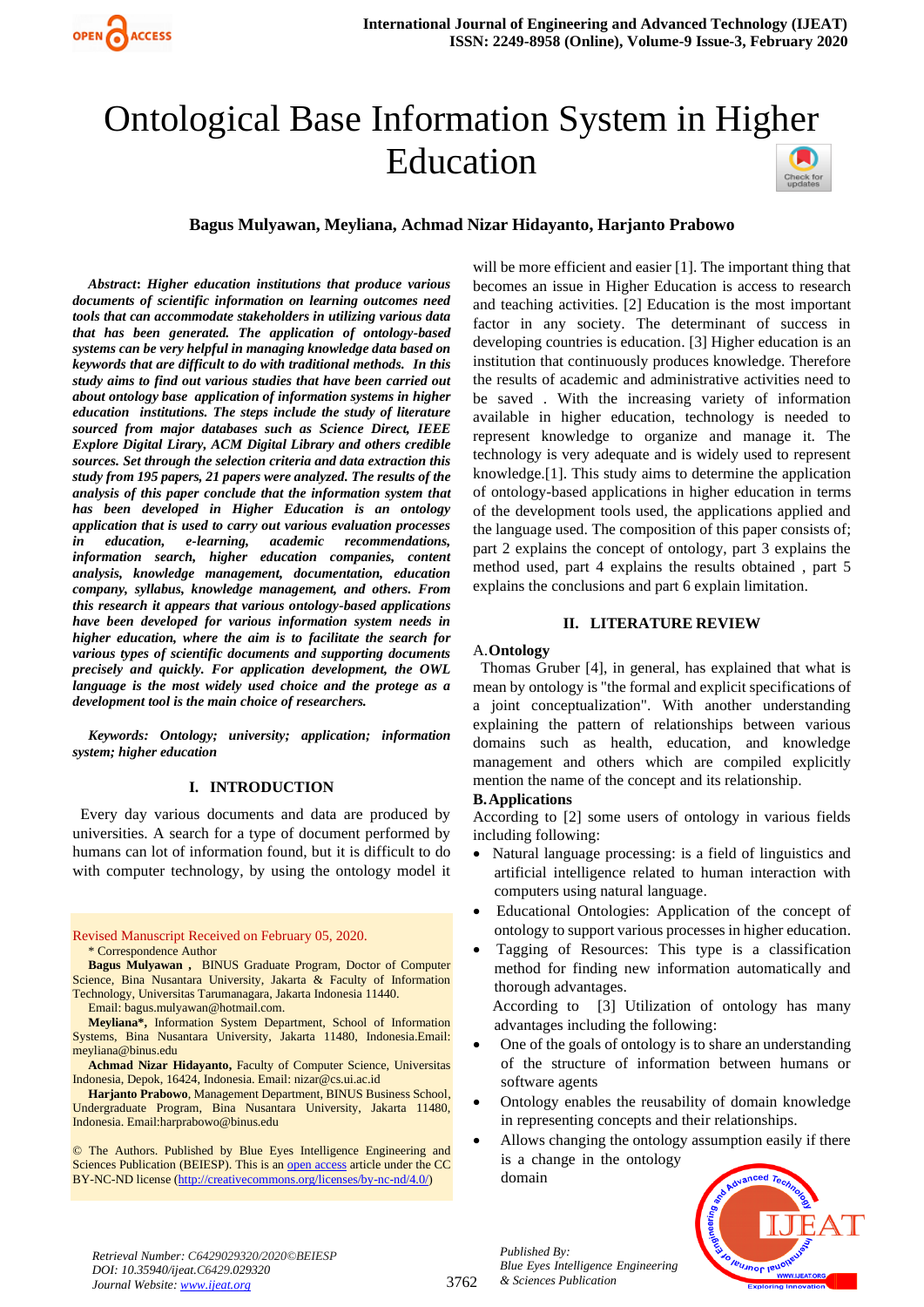# Ontological Base Information System in Higher Education

**Bagus Mulyawan, Meyliana, Achmad Nizar Hidayanto, Harjanto Prabowo**

***Abstract*: *Higher education institutions that produce various documents of scientific information on learning outcomes need tools that can accommodate stakeholders in utilizing various data that has been generated. The application of ontology-based systems can be very helpful in managing knowledge data based on keywords that are difficult to do with traditional methods. In this study aims to find out various studies that have been carried out about ontology base application of information systems in higher education institutions. The steps include the study of literature sourced from major databases such as Science Direct, IEEE Explore Digital Lirary, ACM Digital Library and others credible sources. Set through the selection criteria and data extraction this study from 195 papers, 21 papers were analyzed. The results of the analysis of this paper conclude that the information system that has been developed in Higher Education is an ontology application that is used to carry out various evaluation processes in education, e-learning, academic recommendations, information search, higher education companies, content analysis, knowledge management, documentation, education company, syllabus, knowledge management, and others. From this research it appears that various ontology-based applications have been developed for various information system needs in higher education, where the aim is to facilitate the search for various types of scientific documents and supporting documents precisely and quickly. For application development, the OWL language is the most widely used choice and the protege as a development tool is the main choice of researchers.***

***Keywords: Ontology; university; application; information system; higher education***

## I. INTRODUCTION

Every day various documents and data are produced by universities. A search for a type of document performed by humans can lot of information found, but it is difficult to do with computer technology, by using the ontology model it will be more efficient and easier [1]. The important thing that becomes an issue in Higher Education is access to research and teaching activities. [2] Education is the most important factor in any society. The determinant of success in developing countries is education. [3] Higher education is an institution that continuously produces knowledge. Therefore the results of academic and administrative activities need to be saved . With the increasing variety of information available in higher education, technology is needed to represent knowledge to organize and manage it. The technology is very adequate and is widely used to represent knowledge.[1]. This study aims to determine the application of ontology-based applications in higher education in terms of the development tools used, the applications applied and the language used. The composition of this paper consists of; part 2 explains the concept of ontology, part 3 explains the method used, part 4 explains the results obtained , part 5 explains the conclusions and part 6 explain limitation.

Revised Manuscript Received on February 05, 2020.

\* Correspondence Author

**Bagus Mulyawan ,** BINUS Graduate Program, Doctor of Computer Science, Bina Nusantara University, Jakarta & Faculty of Information Technology, Universitas Tarumanagara, Jakarta Indonesia 11440.
Email: bagus.mulyawan@hotmail.com.

**Meyliana\*,** Information System Department, School of Information Systems, Bina Nusantara University, Jakarta 11480, Indonesia.Email: meyliana@binus.edu

**Achmad Nizar Hidayanto,** Faculty of Computer Science, Universitas Indonesia, Depok, 16424, Indonesia. Email: nizar@cs.ui.ac.id

**Harjanto Prabowo**, Management Department, BINUS Business School, Undergraduate Program, Bina Nusantara University, Jakarta 11480, Indonesia. Email:harprabowo@binus.edu

© The Authors. Published by Blue Eyes Intelligence Engineering and Sciences Publication (BEIESP). This is an open access article under the CC BY-NC-ND license (http://creativecommons.org/licenses/by-nc-nd/4.0/)

## II. LITERATURE REVIEW

### A. Ontology

Thomas Gruber [4], in general, has explained that what is mean by ontology is "the formal and explicit specifications of a joint conceptualization". With another understanding explaining the pattern of relationships between various domains such as health, education, and knowledge management and others which are compiled explicitly mention the name of the concept and its relationship.

### B. Applications

According to [2] some users of ontology in various fields including following:

- Natural language processing: is a field of linguistics and artificial intelligence related to human interaction with computers using natural language.
- Educational Ontologies: Application of the concept of ontology to support various processes in higher education.
- Tagging of Resources: This type is a classification method for finding new information automatically and thorough advantages.

According to [3] Utilization of ontology has many advantages including the following:

- One of the goals of ontology is to share an understanding of the structure of information between humans or software agents
- Ontology enables the reusability of domain knowledge in representing concepts and their relationships.
- Allows changing the ontology assumption easily if there is a change in the ontology domain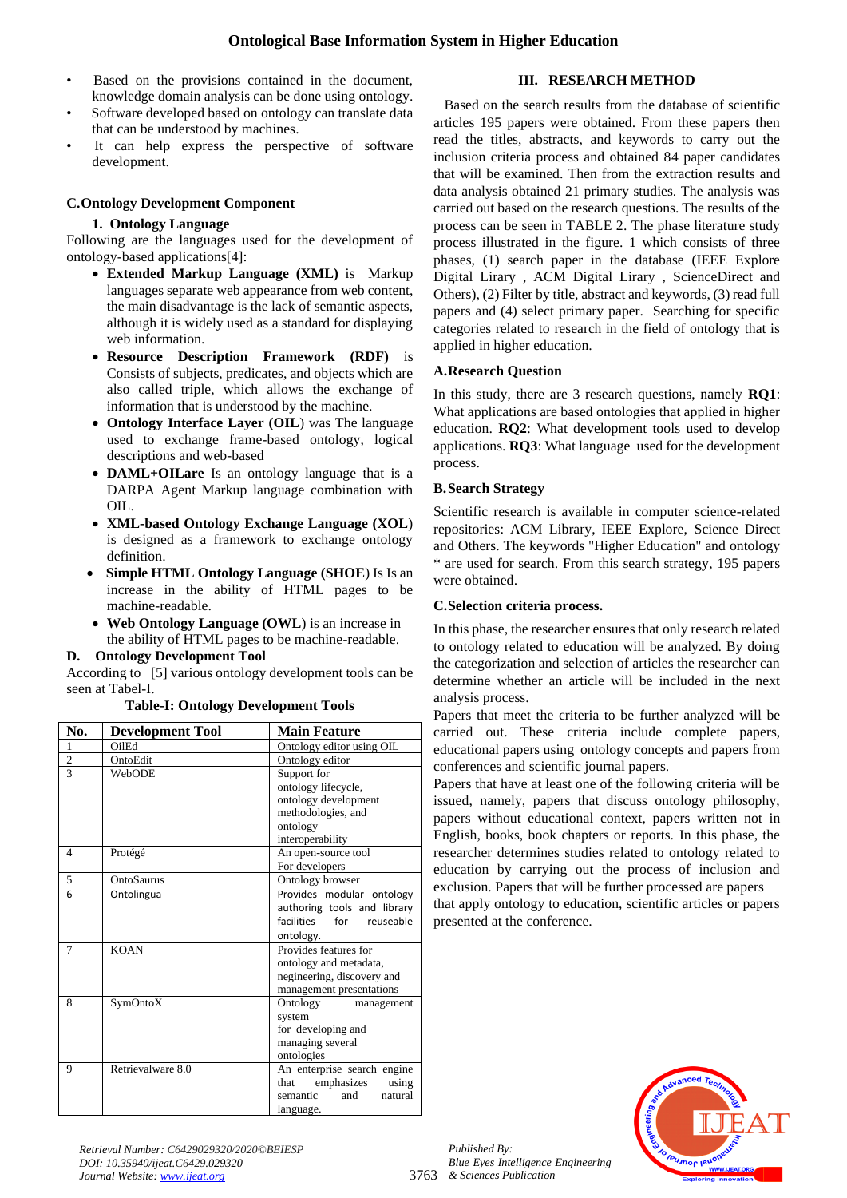- Based on the provisions contained in the document, knowledge domain analysis can be done using ontology.
- Software developed based on ontology can translate data that can be understood by machines.
- It can help express the perspective of software development.

### C. Ontology Development Component

#### 1. Ontology Language

Following are the languages used for the development of ontology-based applications[4]:

- **Extended Markup Language (XML)** is Markup languages separate web appearance from web content, the main disadvantage is the lack of semantic aspects, although it is widely used as a standard for displaying web information.
- **Resource Description Framework (RDF)** is Consists of subjects, predicates, and objects which are also called triple, which allows the exchange of information that is understood by the machine.
- **Ontology Interface Layer (OIL)** was The language used to exchange frame-based ontology, logical descriptions and web-based
- **DAML+OILare** Is an ontology language that is a DARPA Agent Markup language combination with OIL.
- **XML-based Ontology Exchange Language (XOL)** is designed as a framework to exchange ontology definition.
- **Simple HTML Ontology Language (SHOE)** Is Is an increase in the ability of HTML pages to be machine-readable.
- **Web Ontology Language (OWL)** is an increase in the ability of HTML pages to be machine-readable.

### D. Ontology Development Tool

According to [5] various ontology development tools can be seen at Tabel-I.

**Table-I: Ontology Development Tools**

| No. | Development Tool | Main Feature |
|---|---|---|
| 1 | OilEd | Ontology editor using OIL |
| 2 | OntoEdit | Ontology editor |
| 3 | WebODE | Support for ontology lifecycle, ontology development methodologies, and ontology interoperability |
| 4 | Protégé | An open-source tool For developers |
| 5 | OntoSaurus | Ontology browser |
| 6 | Ontolingua | Provides modular ontology authoring tools and library facilities for reuseable ontology. |
| 7 | KOAN | Provides features for ontology and metadata, negineering, discovery and management presentations |
| 8 | SymOntoX | Ontology management system for developing and managing several ontologies |
| 9 | Retrievalware 8.0 | An enterprise search engine that emphasizes using semantic and natural language. |

## III. RESEARCH METHOD

Based on the search results from the database of scientific articles 195 papers were obtained. From these papers then read the titles, abstracts, and keywords to carry out the inclusion criteria process and obtained 84 paper candidates that will be examined. Then from the extraction results and data analysis obtained 21 primary studies. The analysis was carried out based on the research questions. The results of the process can be seen in TABLE 2. The phase literature study process illustrated in the figure. 1 which consists of three phases, (1) search paper in the database (IEEE Explore Digital Lirary , ACM Digital Lirary , ScienceDirect and Others), (2) Filter by title, abstract and keywords, (3) read full papers and (4) select primary paper. Searching for specific categories related to research in the field of ontology that is applied in higher education.

### A. Research Question

In this study, there are 3 research questions, namely **RQ1**: What applications are based ontologies that applied in higher education. **RQ2**: What development tools used to develop applications. **RQ3**: What language used for the development process.

### B. Search Strategy

Scientific research is available in computer science-related repositories: ACM Library, IEEE Explore, Science Direct and Others. The keywords "Higher Education" and ontology * are used for search. From this search strategy, 195 papers were obtained.

### C. Selection criteria process.

In this phase, the researcher ensures that only research related to ontology related to education will be analyzed. By doing the categorization and selection of articles the researcher can determine whether an article will be included in the next analysis process.

Papers that meet the criteria to be further analyzed will be carried out. These criteria include complete papers, educational papers using ontology concepts and papers from conferences and scientific journal papers.

Papers that have at least one of the following criteria will be issued, namely, papers that discuss ontology philosophy, papers without educational context, papers written not in English, books, book chapters or reports. In this phase, the researcher determines studies related to ontology related to education by carrying out the process of inclusion and exclusion. Papers that will be further processed are papers that apply ontology to education, scientific articles or papers presented at the conference.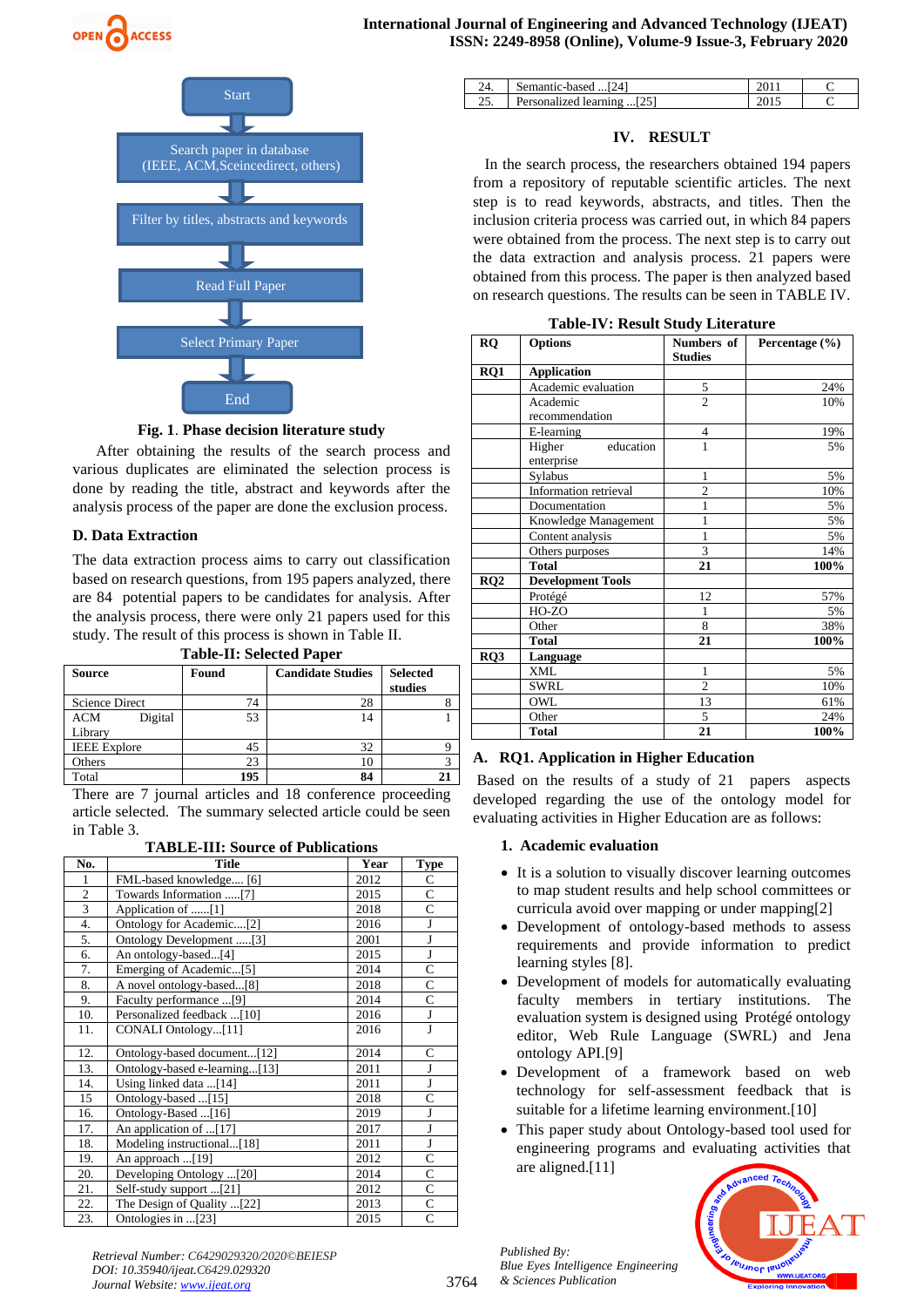Start

Search paper in database (IEEE, ACM,Sceincedirect, others)

Filter by titles, abstracts and keywords

Read Full Paper

Select Primary Paper

End

**Fig. 1**. **Phase decision literature study**

After obtaining the results of the search process and various duplicates are eliminated the selection process is done by reading the title, abstract and keywords after the analysis process of the paper are done the exclusion process.

### D. Data Extraction

The data extraction process aims to carry out classification based on research questions, from 195 papers analyzed, there are 84 potential papers to be candidates for analysis. After the analysis process, there were only 21 papers used for this study. The result of this process is shown in Table II.

**Table-II: Selected Paper**

| Source | Found | Candidate Studies | Selected studies |
|---|---|---|---|
| Science Direct | 74 | 28 | 8 |
| ACM Digital Library | 53 | 14 | 1 |
| IEEE Explore | 45 | 32 | 9 |
| Others | 23 | 10 | 3 |
| Total | **195** | **84** | **21** |

There are 7 journal articles and 18 conference proceeding article selected. The summary selected article could be seen in Table 3.

**TABLE-III: Source of Publications**

| No. | Title | Year | Type |
|---|---|---|---|
| 1 | FML-based knowledge.... [6] | 2012 | C |
| 2 | Towards Information .....[7] | 2015 | C |
| 3 | Application of ......[1] | 2018 | C |
| 4. | Ontology for Academic....[2] | 2016 | J |
| 5. | Ontology Development .....[3] | 2001 | J |
| 6. | An ontology-based...[4] | 2015 | J |
| 7. | Emerging of Academic...[5] | 2014 | C |
| 8. | A novel ontology-based...[8] | 2018 | C |
| 9. | Faculty performance ...[9] | 2014 | C |
| 10. | Personalized feedback ...[10] | 2016 | J |
| 11. | CONALI Ontology...[11] | 2016 | J |
| 12. | Ontology-based document...[12] | 2014 | C |
| 13. | Ontology-based e-learning...[13] | 2011 | J |
| 14. | Using linked data ...[14] | 2011 | J |
| 15 | Ontology-based ...[15] | 2018 | C |
| 16. | Ontology-Based ...[16] | 2019 | J |
| 17. | An application of ...[17] | 2017 | J |
| 18. | Modeling instructional...[18] | 2011 | J |
| 19. | An approach ...[19] | 2012 | C |
| 20. | Developing Ontology ...[20] | 2014 | C |
| 21. | Self-study support ...[21] | 2012 | C |
| 22. | The Design of Quality ...[22] | 2013 | C |
| 23. | Ontologies in ...[23] | 2015 | C |
| 24. | Semantic-based ...[24] | 2011 | C |
| 25. | Personalized learning ...[25] | 2015 | C |

## IV. RESULT

In the search process, the researchers obtained 194 papers from a repository of reputable scientific articles. The next step is to read keywords, abstracts, and titles. Then the inclusion criteria process was carried out, in which 84 papers were obtained from the process. The next step is to carry out the data extraction and analysis process. 21 papers were obtained from this process. The paper is then analyzed based on research questions. The results can be seen in TABLE IV.

**Table-IV: Result Study Literature**

| RQ | Options | Numbers of Studies | Percentage (%) |
|---|---|---|---|
| **RQ1** | **Application** | | |
| | Academic evaluation | 5 | 24% |
| | Academic recommendation | 2 | 10% |
| | E-learning | 4 | 19% |
| | Higher education enterprise | 1 | 5% |
| | Sylabus | 1 | 5% |
| | Information retrieval | 2 | 10% |
| | Documentation | 1 | 5% |
| | Knowledge Management | 1 | 5% |
| | Content analysis | 1 | 5% |
| | Others purposes | 3 | 14% |
| | **Total** | **21** | **100%** |
| **RQ2** | **Development Tools** | | |
| | Protégé | 12 | 57% |
| | HO-ZO | 1 | 5% |
| | Other | 8 | 38% |
| | **Total** | **21** | **100%** |
| **RQ3** | **Language** | | |
| | XML | 1 | 5% |
| | SWRL | 2 | 10% |
| | OWL | 13 | 61% |
| | Other | 5 | 24% |
| | **Total** | **21** | **100%** |

### A. RQ1. Application in Higher Education

Based on the results of a study of 21 papers aspects developed regarding the use of the ontology model for evaluating activities in Higher Education are as follows:

#### 1. Academic evaluation

- It is a solution to visually discover learning outcomes to map student results and help school committees or curricula avoid over mapping or under mapping[2]
- Development of ontology-based methods to assess requirements and provide information to predict learning styles [8].
- Development of models for automatically evaluating faculty members in tertiary institutions. The evaluation system is designed using Protégé ontology editor, Web Rule Language (SWRL) and Jena ontology API.[9]
- Development of a framework based on web technology for self-assessment feedback that is suitable for a lifetime learning environment.[10]
- This paper study about Ontology-based tool used for engineering programs and evaluating activities that are aligned.[11]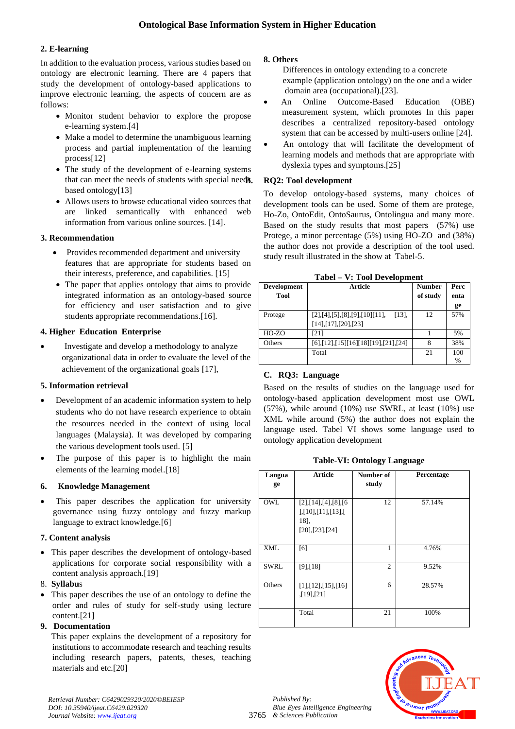#### 2. E-learning

In addition to the evaluation process, various studies based on ontology are electronic learning. There are 4 papers that study the development of ontology-based applications to improve electronic learning, the aspects of concern are as follows:

- Monitor student behavior to explore the propose e-learning system.[4]
- Make a model to determine the unambiguous learning process and partial implementation of the learning process[12]
- The study of the development of e-learning systems that can meet the needs of students with special needs based ontology[13]
- Allows users to browse educational video sources that are linked semantically with enhanced web information from various online sources. [14].

#### 3. Recommendation

- Provides recommended department and university features that are appropriate for students based on their interests, preference, and capabilities. [15]
- The paper that applies ontology that aims to provide integrated information as an ontology-based source for efficiency and user satisfaction and to give students appropriate recommendations.[16].

#### 4. Higher Education Enterprise

- Investigate and develop a methodology to analyze organizational data in order to evaluate the level of the achievement of the organizational goals [17],

#### 5. Information retrieval

- Development of an academic information system to help students who do not have research experience to obtain the resources needed in the context of using local languages (Malaysia). It was developed by comparing the various development tools used. [5]
- The purpose of this paper is to highlight the main elements of the learning model.[18]

#### 6. Knowledge Management

- This paper describes the application for university governance using fuzzy ontology and fuzzy markup language to extract knowledge.[6]

#### 7. Content analysis

- This paper describes the development of ontology-based applications for corporate social responsibility with a content analysis approach.[19]

#### 8. Syllabus

- This paper describes the use of an ontology to define the order and rules of study for self-study using lecture content.[21]

#### 9. Documentation

This paper explains the development of a repository for institutions to accommodate research and teaching results including research papers, patents, theses, teaching materials and etc.[20]

#### 8. Others

Differences in ontology extending to a concrete example (application ontology) on the one and a wider domain area (occupational).[23].

- An Online Outcome-Based Education (OBE) measurement system, which promotes In this paper describes a centralized repository-based ontology system that can be accessed by multi-users online [24].
- An ontology that will facilitate the development of learning models and methods that are appropriate with dyslexia types and symptoms.[25]

### B. RQ2: Tool development

To develop ontology-based systems, many choices of development tools can be used. Some of them are protege, Ho-Zo, OntoEdit, OntoSaurus, Ontolingua and many more. Based on the study results that most papers (57%) use Protege, a minor percentage (5%) using HO-ZO and (38%) the author does not provide a description of the tool used. study result illustrated in the show at Tabel-5.

**Tabel – V: Tool Development**

| Development Tool | Article | Number of study | Percentage |
|---|---|---|---|
| Protege | [2],[4],[5],[8],[9],[10][11], [13],[14],[17],[20],[23] | 12 | 57% |
| HO-ZO | [21] | 1 | 5% |
| Others | [6],[12],[15][16][18][19],[21],[24] | 8 | 38% |
| | Total | 21 | 100 % |

### C. RQ3: Language

Based on the results of studies on the language used for ontology-based application development most use OWL (57%), while around (10%) use SWRL, at least (10%) use XML while around (5%) the author does not explain the language used. Tabel VI shows some language used to ontology application development

**Table-VI: Ontology Language**

| Language | Article | Number of study | Percentage |
|---|---|---|---|
| OWL | [2],[14],[4],[8],[6],[10],[11],[13],[18], [20],[23],[24] | 12 | 57.14% |
| XML | [6] | 1 | 4.76% |
| SWRL | [9],[18] | 2 | 9.52% |
| Others | [1],[12],[15],[16],[19],[21] | 6 | 28.57% |
| | Total | 21 | 100% |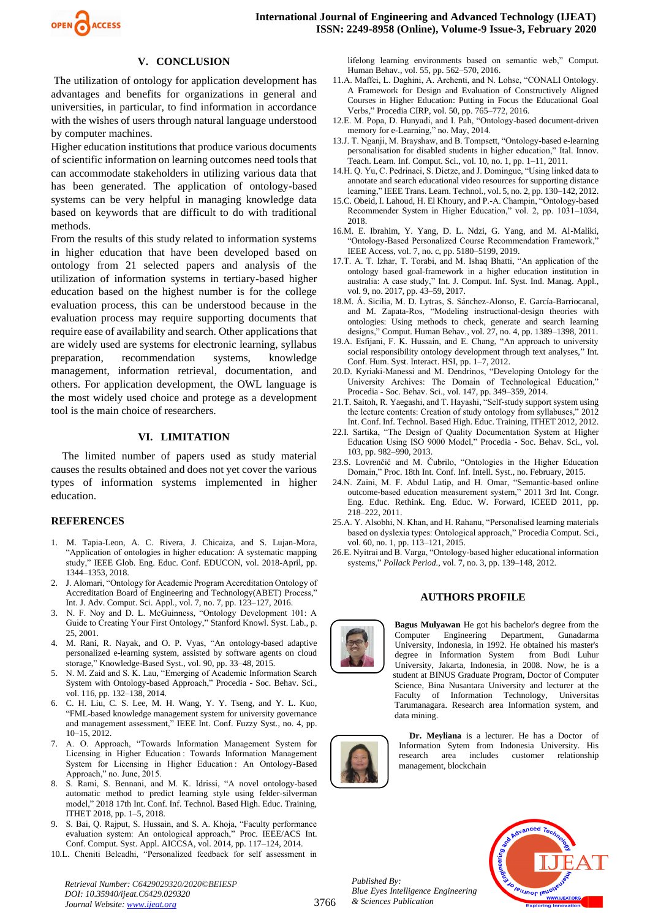## V. CONCLUSION

The utilization of ontology for application development has advantages and benefits for organizations in general and universities, in particular, to find information in accordance with the wishes of users through natural language understood by computer machines.

Higher education institutions that produce various documents of scientific information on learning outcomes need tools that can accommodate stakeholders in utilizing various data that has been generated. The application of ontology-based systems can be very helpful in managing knowledge data based on keywords that are difficult to do with traditional methods.

From the results of this study related to information systems in higher education that have been developed based on ontology from 21 selected papers and analysis of the utilization of information systems in tertiary-based higher education based on the highest number is for the college evaluation process, this can be understood because in the evaluation process may require supporting documents that require ease of availability and search. Other applications that are widely used are systems for electronic learning, syllabus preparation, recommendation systems, knowledge management, information retrieval, documentation, and others. For application development, the OWL language is the most widely used choice and protege as a development tool is the main choice of researchers.

## VI. LIMITATION

The limited number of papers used as study material causes the results obtained and does not yet cover the various types of information systems implemented in higher education.

## REFERENCES

1. M. Tapia-Leon, A. C. Rivera, J. Chicaiza, and S. Lujan-Mora, "Application of ontologies in higher education: A systematic mapping study," IEEE Glob. Eng. Educ. Conf. EDUCON, vol. 2018-April, pp. 1344–1353, 2018.
2. J. Alomari, "Ontology for Academic Program Accreditation Ontology of Accreditation Board of Engineering and Technology(ABET) Process," Int. J. Adv. Comput. Sci. Appl., vol. 7, no. 7, pp. 123–127, 2016.
3. N. F. Noy and D. L. McGuinness, "Ontology Development 101: A Guide to Creating Your First Ontology," Stanford Knowl. Syst. Lab., p. 25, 2001.
4. M. Rani, R. Nayak, and O. P. Vyas, "An ontology-based adaptive personalized e-learning system, assisted by software agents on cloud storage," Knowledge-Based Syst., vol. 90, pp. 33–48, 2015.
5. N. M. Zaid and S. K. Lau, "Emerging of Academic Information Search System with Ontology-based Approach," Procedia - Soc. Behav. Sci., vol. 116, pp. 132–138, 2014.
6. C. H. Liu, C. S. Lee, M. H. Wang, Y. Y. Tseng, and Y. L. Kuo, "FML-based knowledge management system for university governance and management assessment," IEEE Int. Conf. Fuzzy Syst., no. 4, pp. 10–15, 2012.
7. A. O. Approach, "Towards Information Management System for Licensing in Higher Education : Towards Information Management System for Licensing in Higher Education : An Ontology-Based Approach," no. June, 2015.
8. S. Rami, S. Bennani, and M. K. Idrissi, "A novel ontology-based automatic method to predict learning style using felder-silverman model," 2018 17th Int. Conf. Inf. Technol. Based High. Educ. Training, ITHET 2018, pp. 1–5, 2018.
9. S. Bai, Q. Rajput, S. Hussain, and S. A. Khoja, "Faculty performance evaluation system: An ontological approach," Proc. IEEE/ACS Int. Conf. Comput. Syst. Appl. AICCSA, vol. 2014, pp. 117–124, 2014.
10. L. Cheniti Belcadhi, "Personalized feedback for self assessment in lifelong learning environments based on semantic web," Comput. Human Behav., vol. 55, pp. 562–570, 2016.
11. A. Maffei, L. Daghini, A. Archenti, and N. Lohse, "CONALI Ontology. A Framework for Design and Evaluation of Constructively Aligned Courses in Higher Education: Putting in Focus the Educational Goal Verbs," Procedia CIRP, vol. 50, pp. 765–772, 2016.
12. E. M. Popa, D. Hunyadi, and I. Pah, "Ontology-based document-driven memory for e-Learning," no. May, 2014.
13. J. T. Nganji, M. Brayshaw, and B. Tompsett, "Ontology-based e-learning personalisation for disabled students in higher education," Ital. Innov. Teach. Learn. Inf. Comput. Sci., vol. 10, no. 1, pp. 1–11, 2011.
14. H. Q. Yu, C. Pedrinaci, S. Dietze, and J. Domingue, "Using linked data to annotate and search educational video resources for supporting distance learning," IEEE Trans. Learn. Technol., vol. 5, no. 2, pp. 130–142, 2012.
15. C. Obeid, I. Lahoud, H. El Khoury, and P.-A. Champin, "Ontology-based Recommender System in Higher Education," vol. 2, pp. 1031–1034, 2018.
16. M. E. Ibrahim, Y. Yang, D. L. Ndzi, G. Yang, and M. Al-Maliki, "Ontology-Based Personalized Course Recommendation Framework," IEEE Access, vol. 7, no. c, pp. 5180–5199, 2019.
17. T. A. T. Izhar, T. Torabi, and M. Ishaq Bhatti, "An application of the ontology based goal-framework in a higher education institution in australia: A case study," Int. J. Comput. Inf. Syst. Ind. Manag. Appl., vol. 9, no. 2017, pp. 43–59, 2017.
18. M. Á. Sicilia, M. D. Lytras, S. Sánchez-Alonso, E. García-Barriocanal, and M. Zapata-Ros, "Modeling instructional-design theories with ontologies: Using methods to check, generate and search learning designs," Comput. Human Behav., vol. 27, no. 4, pp. 1389–1398, 2011.
19. A. Esfijani, F. K. Hussain, and E. Chang, "An approach to university social responsibility ontology development through text analyses," Int. Conf. Hum. Syst. Interact. HSI, pp. 1–7, 2012.
20. D. Kyriaki-Manessi and M. Dendrinos, "Developing Ontology for the University Archives: The Domain of Technological Education," Procedia - Soc. Behav. Sci., vol. 147, pp. 349–359, 2014.
21. T. Saitoh, R. Yaegashi, and T. Hayashi, "Self-study support system using the lecture contents: Creation of study ontology from syllabuses," 2012 Int. Conf. Inf. Technol. Based High. Educ. Training, ITHET 2012, 2012.
22. I. Sartika, "The Design of Quality Documentation System at Higher Education Using ISO 9000 Model," Procedia - Soc. Behav. Sci., vol. 103, pp. 982–990, 2013.
23. S. Lovrenčić and M. Čubrilo, "Ontologies in the Higher Education Domain," Proc. 18th Int. Conf. Inf. Intell. Syst., no. February, 2015.
24. N. Zaini, M. F. Abdul Latip, and H. Omar, "Semantic-based online outcome-based education measurement system," 2011 3rd Int. Congr. Eng. Educ. Rethink. Eng. Educ. W. Forward, ICEED 2011, pp. 218–222, 2011.
25. A. Y. Alsobhi, N. Khan, and H. Rahanu, "Personalised learning materials based on dyslexia types: Ontological approach," Procedia Comput. Sci., vol. 60, no. 1, pp. 113–121, 2015.
26. E. Nyitrai and B. Varga, "Ontology-based higher educational information systems," *Pollack Period.*, vol. 7, no. 3, pp. 139–148, 2012.

## AUTHORS PROFILE

**Bagus Mulyawan** He got his bachelor's degree from the Computer Engineering Department, Gunadarma University, Indonesia, in 1992. He obtained his master's degree in Information System from Budi Luhur University, Jakarta, Indonesia, in 2008. Now, he is a student at BINUS Graduate Program, Doctor of Computer Science, Bina Nusantara University and lecturer at the Faculty of Information Technology, Universitas Tarumanagara. Research area Information system, and data mining.

**Dr. Meyliana** is a lecturer. He has a Doctor of Information Sytem from Indonesia University. His research area includes customer relationship management, blockchain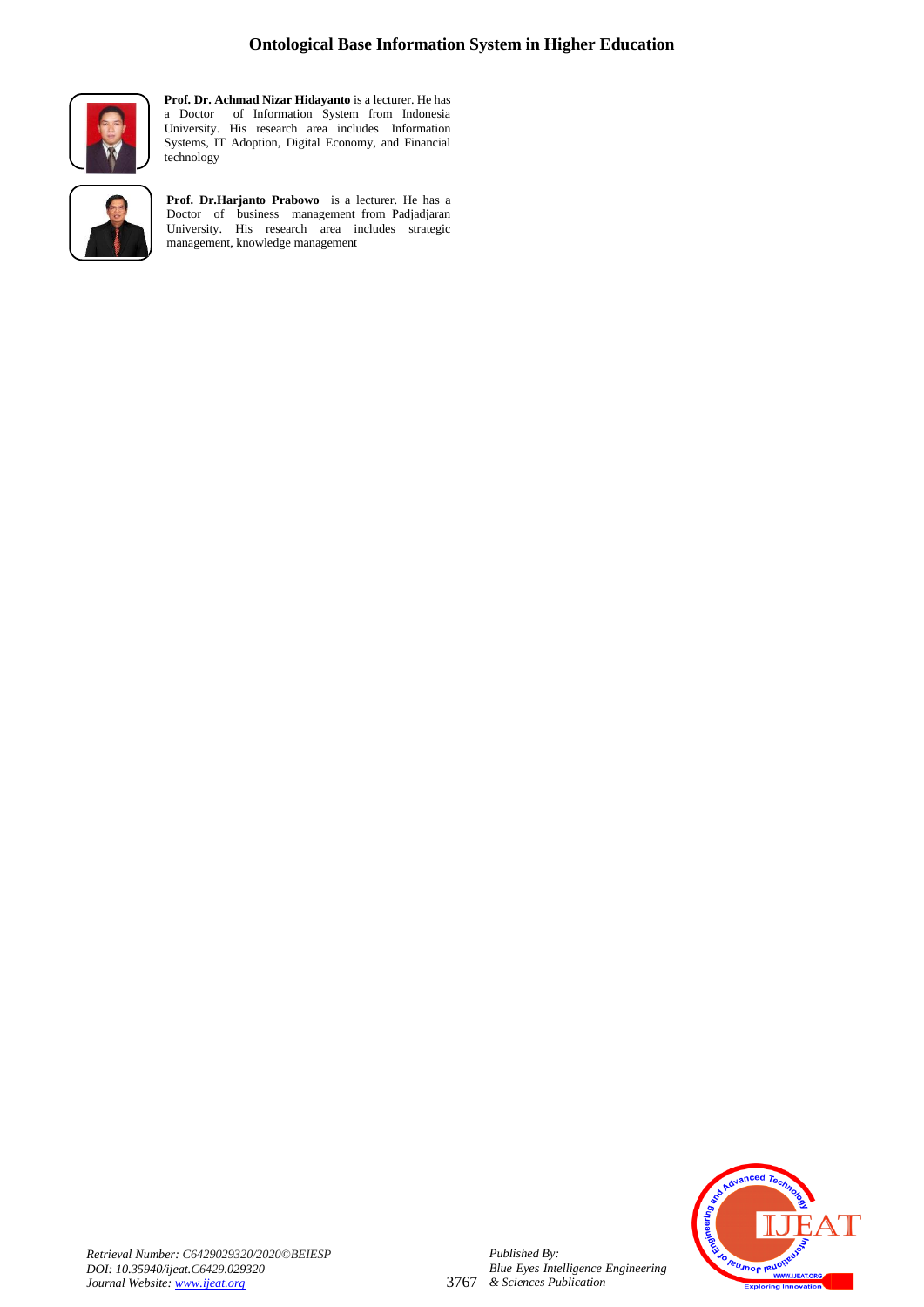**Prof. Dr. Achmad Nizar Hidayanto** is a lecturer. He has a Doctor of Information System from Indonesia University. His research area includes Information Systems, IT Adoption, Digital Economy, and Financial technology

**Prof. Dr.Harjanto Prabowo** is a lecturer. He has a Doctor of business management from Padjadjaran University. His research area includes strategic management, knowledge management